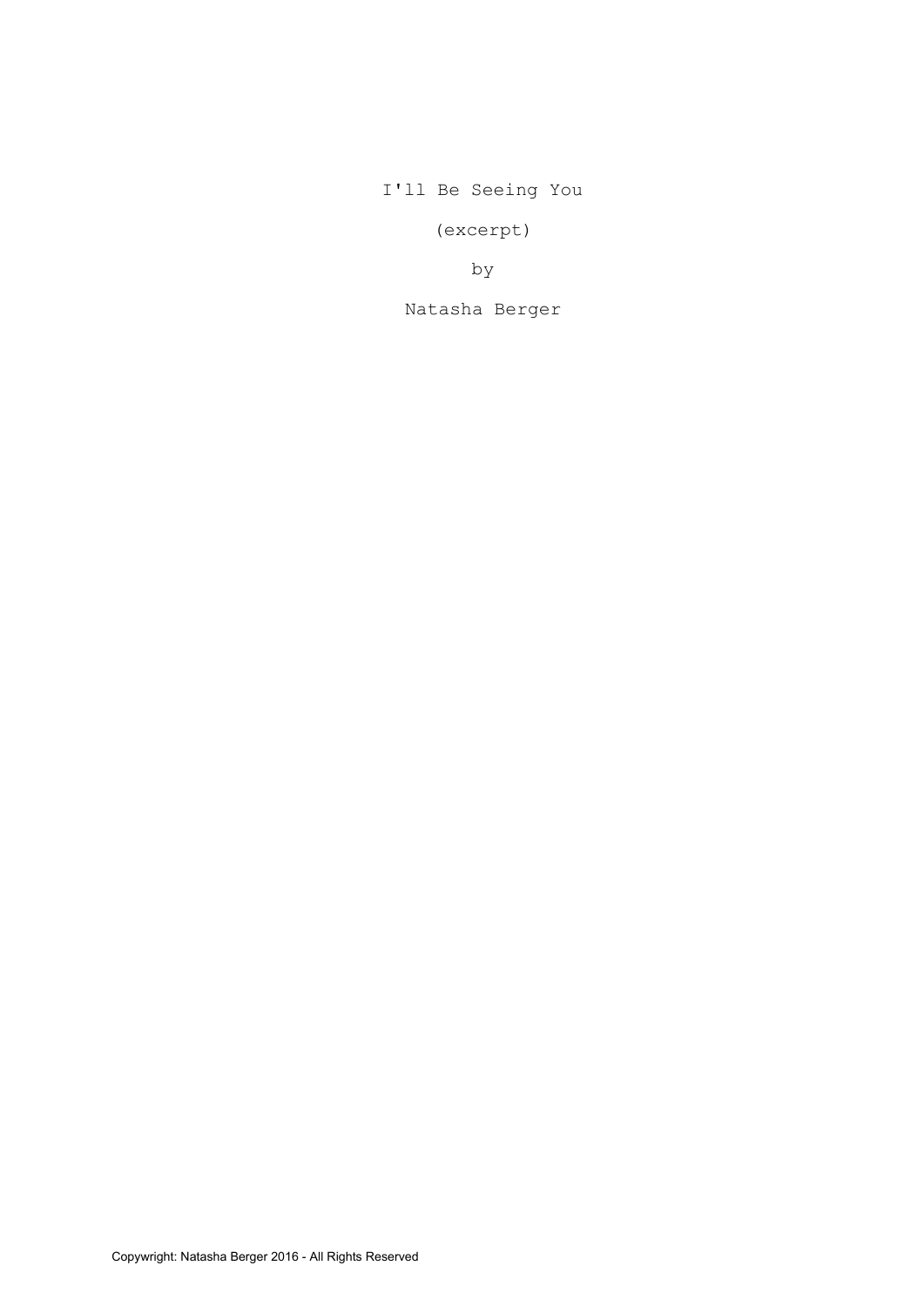# I'll Be Seeing You

(excerpt)

by

Natasha Berger

Copywright: Natasha Berger 2016 - All Rights Reserved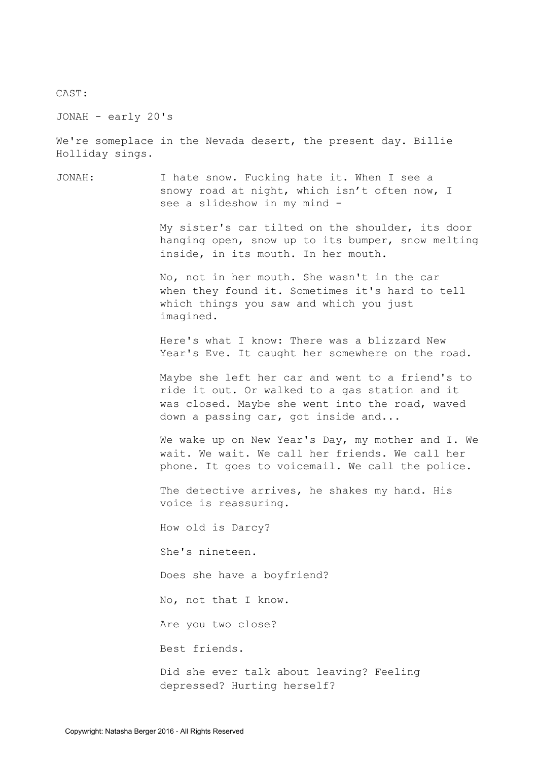CAST:

JONAH - early 20's

We're someplace in the Nevada desert, the present day. Billie Holliday sings.

JONAH: I hate snow. Fucking hate it. When I see a snowy road at night, which isn't often now, I see a slideshow in my mind -

My sister's car tilted on the shoulder, its door hanging open, snow up to its bumper, snow melting inside, in its mouth. In her mouth.

No, not in her mouth. She wasn't in the car when they found it. Sometimes it's hard to tell which things you saw and which you just imagined.

Here's what I know: There was a blizzard New Year's Eve. It caught her somewhere on the road.

Maybe she left her car and went to a friend's to ride it out. Or walked to a gas station and it was closed. Maybe she went into the road, waved down a passing car, got inside and...

We wake up on New Year's Day, my mother and I. We wait. We wait. We call her friends. We call her phone. It goes to voicemail. We call the police.

The detective arrives, he shakes my hand. His voice is reassuring.

How old is Darcy?

She's nineteen.

Does she have a boyfriend?

No, not that I know.

Are you two close?

Best friends.

Did she ever talk about leaving? Feeling depressed? Hurting herself?

Copywright: Natasha Berger 2016 - All Rights Reserved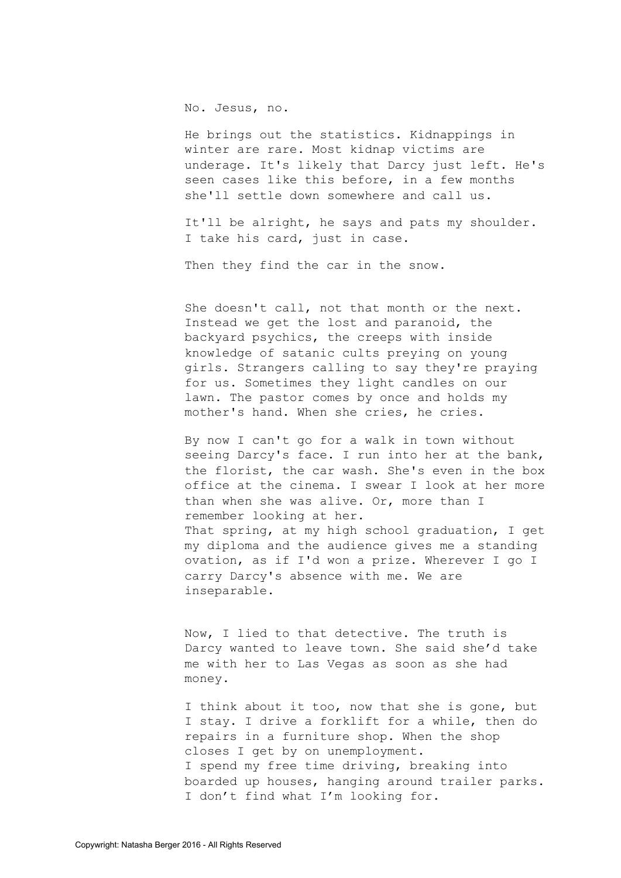No. Jesus, no.

He brings out the statistics. Kidnappings in winter are rare. Most kidnap victims are underage. It's likely that Darcy just left. He's seen cases like this before, in a few months she'll settle down somewhere and call us.

It'll be alright, he says and pats my shoulder. I take his card, just in case.

Then they find the car in the snow.

She doesn't call, not that month or the next. Instead we get the lost and paranoid, the backyard psychics, the creeps with inside knowledge of satanic cults preying on young girls. Strangers calling to say they're praying for us. Sometimes they light candles on our lawn. The pastor comes by once and holds my mother's hand. When she cries, he cries.

By now I can't go for a walk in town without seeing Darcy's face. I run into her at the bank, the florist, the car wash. She's even in the box office at the cinema. I swear I look at her more than when she was alive. Or, more than I remember looking at her.
That spring, at my high school graduation, I get my diploma and the audience gives me a standing ovation, as if I'd won a prize. Wherever I go I carry Darcy's absence with me. We are inseparable.

Now, I lied to that detective. The truth is Darcy wanted to leave town. She said she'd take me with her to Las Vegas as soon as she had money.

I think about it too, now that she is gone, but I stay. I drive a forklift for a while, then do repairs in a furniture shop. When the shop closes I get by on unemployment.
I spend my free time driving, breaking into boarded up houses, hanging around trailer parks. I don't find what I'm looking for.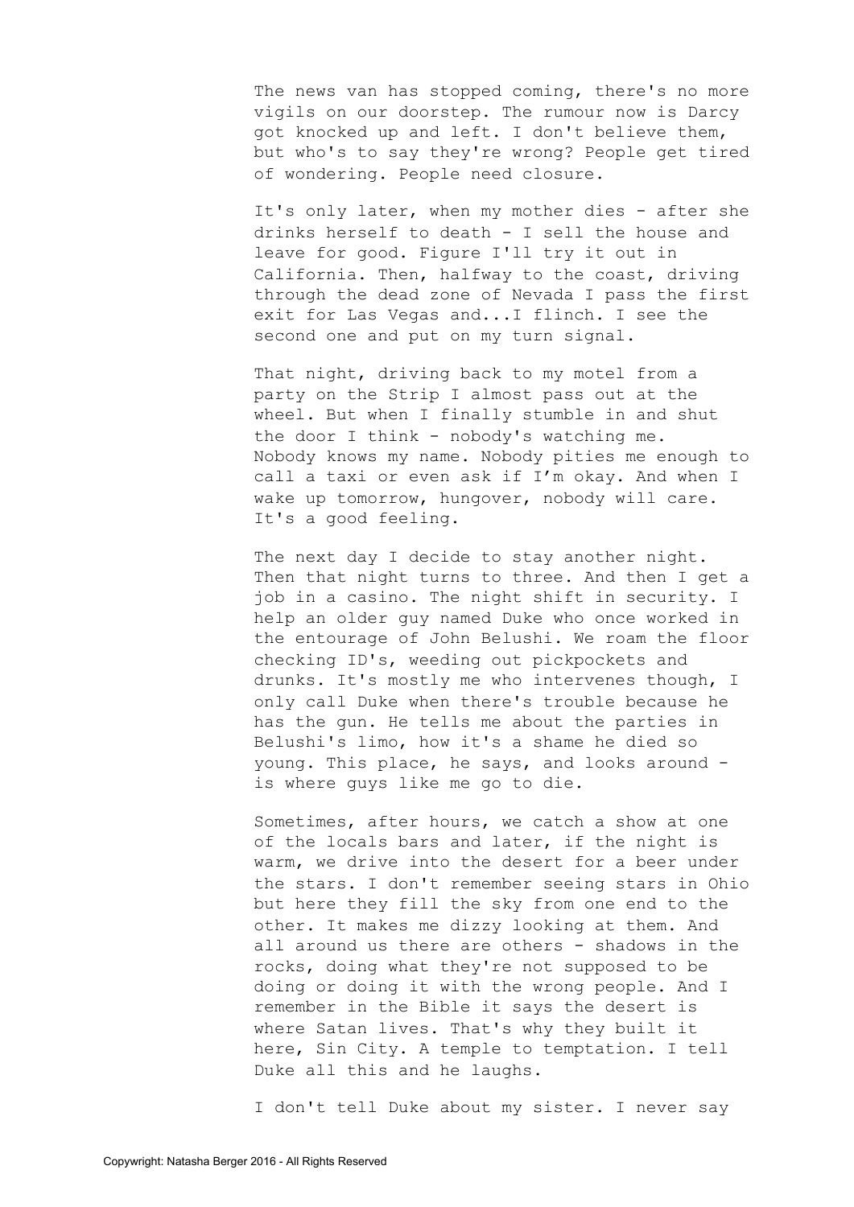The news van has stopped coming, there's no more vigils on our doorstep. The rumour now is Darcy got knocked up and left. I don't believe them, but who's to say they're wrong? People get tired of wondering. People need closure.

It's only later, when my mother dies - after she drinks herself to death - I sell the house and leave for good. Figure I'll try it out in California. Then, halfway to the coast, driving through the dead zone of Nevada I pass the first exit for Las Vegas and...I flinch. I see the second one and put on my turn signal.

That night, driving back to my motel from a party on the Strip I almost pass out at the wheel. But when I finally stumble in and shut the door I think - nobody's watching me. Nobody knows my name. Nobody pities me enough to call a taxi or even ask if I'm okay. And when I wake up tomorrow, hungover, nobody will care. It's a good feeling.

The next day I decide to stay another night. Then that night turns to three. And then I get a job in a casino. The night shift in security. I help an older guy named Duke who once worked in the entourage of John Belushi. We roam the floor checking ID's, weeding out pickpockets and drunks. It's mostly me who intervenes though, I only call Duke when there's trouble because he has the gun. He tells me about the parties in Belushi's limo, how it's a shame he died so young. This place, he says, and looks around - is where guys like me go to die.

Sometimes, after hours, we catch a show at one of the locals bars and later, if the night is warm, we drive into the desert for a beer under the stars. I don't remember seeing stars in Ohio but here they fill the sky from one end to the other. It makes me dizzy looking at them. And all around us there are others - shadows in the rocks, doing what they're not supposed to be doing or doing it with the wrong people. And I remember in the Bible it says the desert is where Satan lives. That's why they built it here, Sin City. A temple to temptation. I tell Duke all this and he laughs.

I don't tell Duke about my sister. I never say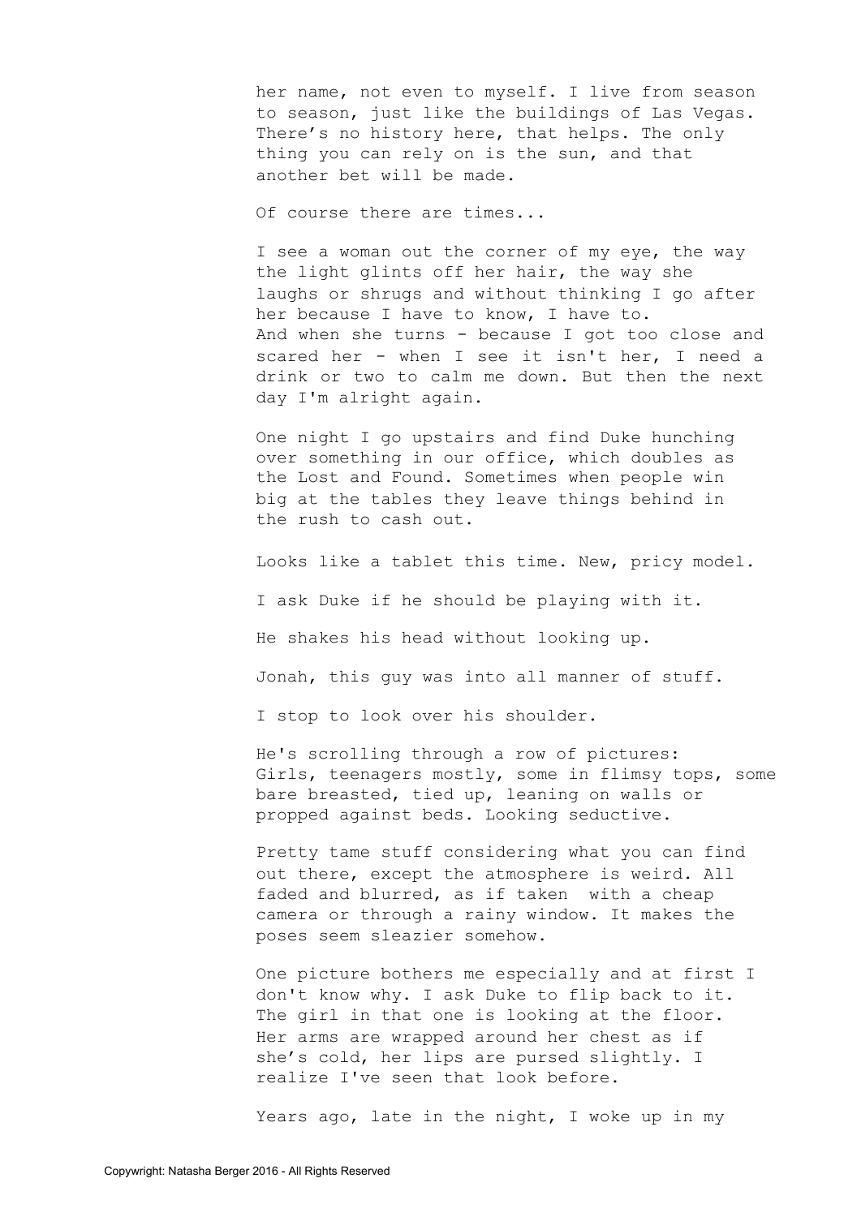her name, not even to myself. I live from season to season, just like the buildings of Las Vegas. There's no history here, that helps. The only thing you can rely on is the sun, and that another bet will be made.

Of course there are times...

I see a woman out the corner of my eye, the way the light glints off her hair, the way she laughs or shrugs and without thinking I go after her because I have to know, I have to.
And when she turns - because I got too close and scared her - when I see it isn't her, I need a drink or two to calm me down. But then the next day I'm alright again.

One night I go upstairs and find Duke hunching over something in our office, which doubles as the Lost and Found. Sometimes when people win big at the tables they leave things behind in the rush to cash out.

Looks like a tablet this time. New, pricy model.

I ask Duke if he should be playing with it.

He shakes his head without looking up.

Jonah, this guy was into all manner of stuff.

I stop to look over his shoulder.

He's scrolling through a row of pictures: Girls, teenagers mostly, some in flimsy tops, some bare breasted, tied up, leaning on walls or propped against beds. Looking seductive.

Pretty tame stuff considering what you can find out there, except the atmosphere is weird. All faded and blurred, as if taken with a cheap camera or through a rainy window. It makes the poses seem sleazier somehow.

One picture bothers me especially and at first I don't know why. I ask Duke to flip back to it. The girl in that one is looking at the floor. Her arms are wrapped around her chest as if she's cold, her lips are pursed slightly. I realize I've seen that look before.

Years ago, late in the night, I woke up in my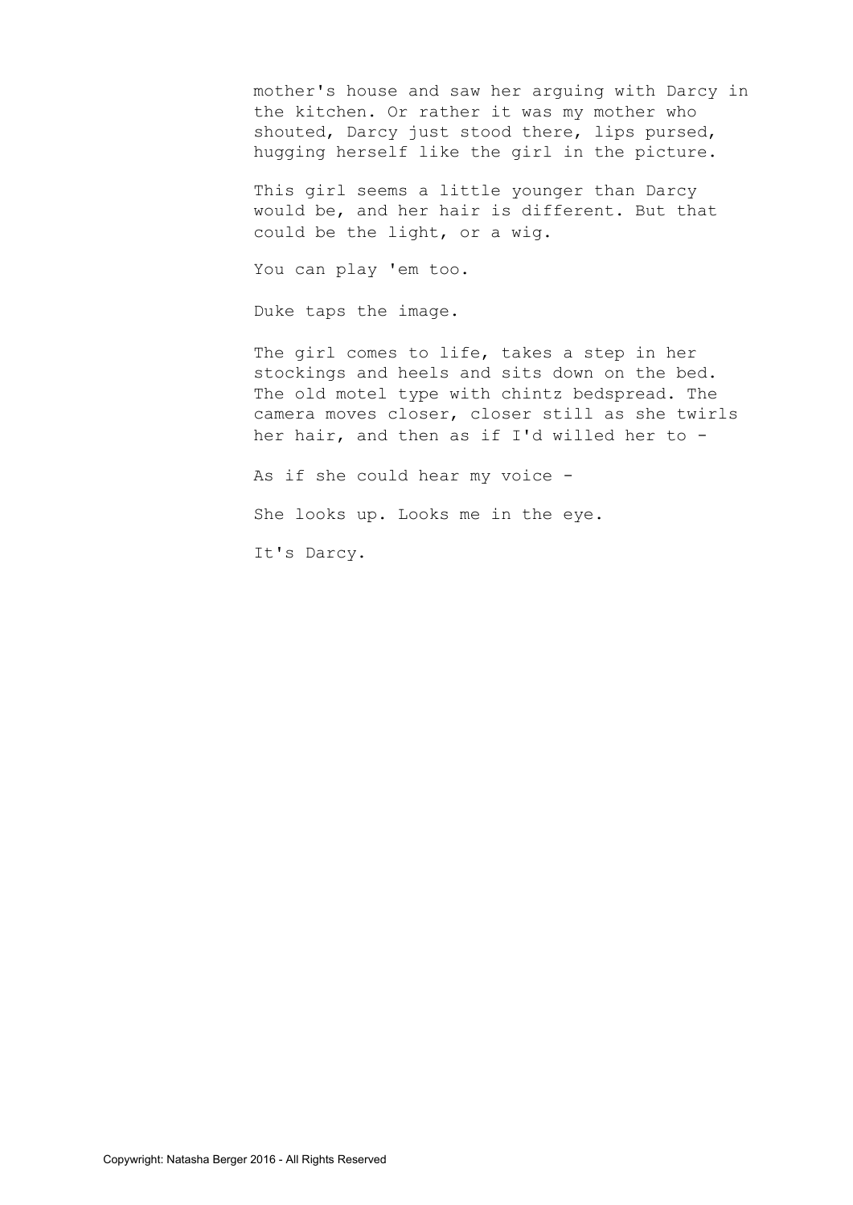mother's house and saw her arguing with Darcy in the kitchen. Or rather it was my mother who shouted, Darcy just stood there, lips pursed, hugging herself like the girl in the picture.

This girl seems a little younger than Darcy would be, and her hair is different. But that could be the light, or a wig.

You can play 'em too.

Duke taps the image.

The girl comes to life, takes a step in her stockings and heels and sits down on the bed. The old motel type with chintz bedspread. The camera moves closer, closer still as she twirls her hair, and then as if I'd willed her to -

As if she could hear my voice -

She looks up. Looks me in the eye.

It's Darcy.

Copywright: Natasha Berger 2016 - All Rights Reserved